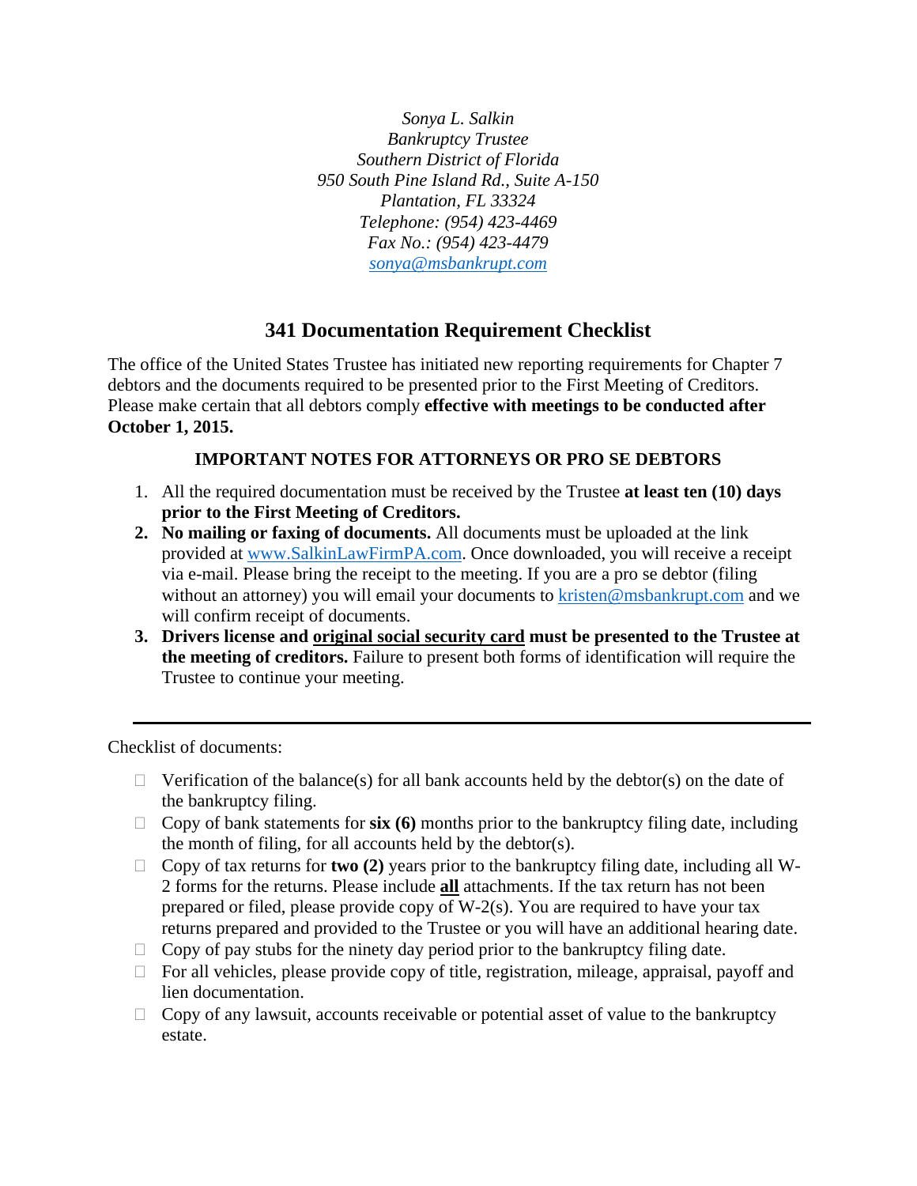*Sonya L. Salkin*
*Bankruptcy Trustee*
*Southern District of Florida*
*950 South Pine Island Rd., Suite A-150*
*Plantation, FL 33324*
*Telephone: (954) 423-4469*
*Fax No.: (954) 423-4479*
*sonya@msbankrupt.com*

## 341 Documentation Requirement Checklist

The office of the United States Trustee has initiated new reporting requirements for Chapter 7 debtors and the documents required to be presented prior to the First Meeting of Creditors. Please make certain that all debtors comply **effective with meetings to be conducted after October 1, 2015.**

### IMPORTANT NOTES FOR ATTORNEYS OR PRO SE DEBTORS

1. All the required documentation must be received by the Trustee **at least ten (10) days prior to the First Meeting of Creditors.**
2. **No mailing or faxing of documents.** All documents must be uploaded at the link provided at www.SalkinLawFirmPA.com. Once downloaded, you will receive a receipt via e-mail. Please bring the receipt to the meeting. If you are a pro se debtor (filing without an attorney) you will email your documents to kristen@msbankrupt.com and we will confirm receipt of documents.
3. **Drivers license and <u>original social security card</u> must be presented to the Trustee at the meeting of creditors.** Failure to present both forms of identification will require the Trustee to continue your meeting.

---

Checklist of documents:

- ☐ Verification of the balance(s) for all bank accounts held by the debtor(s) on the date of the bankruptcy filing.
- ☐ Copy of bank statements for **six (6)** months prior to the bankruptcy filing date, including the month of filing, for all accounts held by the debtor(s).
- ☐ Copy of tax returns for **two (2)** years prior to the bankruptcy filing date, including all W-2 forms for the returns. Please include **<u>all</u>** attachments. If the tax return has not been prepared or filed, please provide copy of W-2(s). You are required to have your tax returns prepared and provided to the Trustee or you will have an additional hearing date.
- ☐ Copy of pay stubs for the ninety day period prior to the bankruptcy filing date.
- ☐ For all vehicles, please provide copy of title, registration, mileage, appraisal, payoff and lien documentation.
- ☐ Copy of any lawsuit, accounts receivable or potential asset of value to the bankruptcy estate.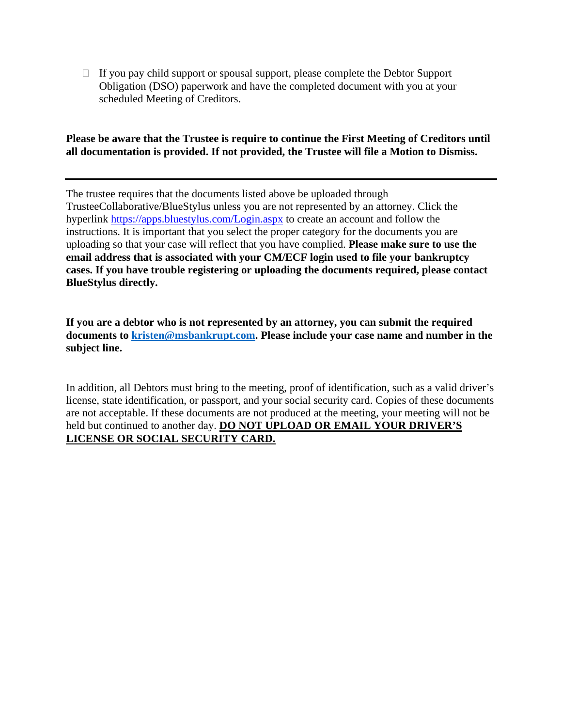- ☐ If you pay child support or spousal support, please complete the Debtor Support Obligation (DSO) paperwork and have the completed document with you at your scheduled Meeting of Creditors.

**Please be aware that the Trustee is require to continue the First Meeting of Creditors until all documentation is provided. If not provided, the Trustee will file a Motion to Dismiss.**

---

The trustee requires that the documents listed above be uploaded through TrusteeCollaborative/BlueStylus unless you are not represented by an attorney. Click the hyperlink [https://apps.bluestylus.com/Login.aspx](https://apps.bluestylus.com/Login.aspx) to create an account and follow the instructions. It is important that you select the proper category for the documents you are uploading so that your case will reflect that you have complied. **Please make sure to use the email address that is associated with your CM/ECF login used to file your bankruptcy cases. If you have trouble registering or uploading the documents required, please contact BlueStylus directly.**

**If you are a debtor who is not represented by an attorney, you can submit the required documents to [kristen@msbankrupt.com](mailto:kristen@msbankrupt.com). Please include your case name and number in the subject line.**

In addition, all Debtors must bring to the meeting, proof of identification, such as a valid driver's license, state identification, or passport, and your social security card. Copies of these documents are not acceptable. If these documents are not produced at the meeting, your meeting will not be held but continued to another day. **DO NOT UPLOAD OR EMAIL YOUR DRIVER'S LICENSE OR SOCIAL SECURITY CARD.**